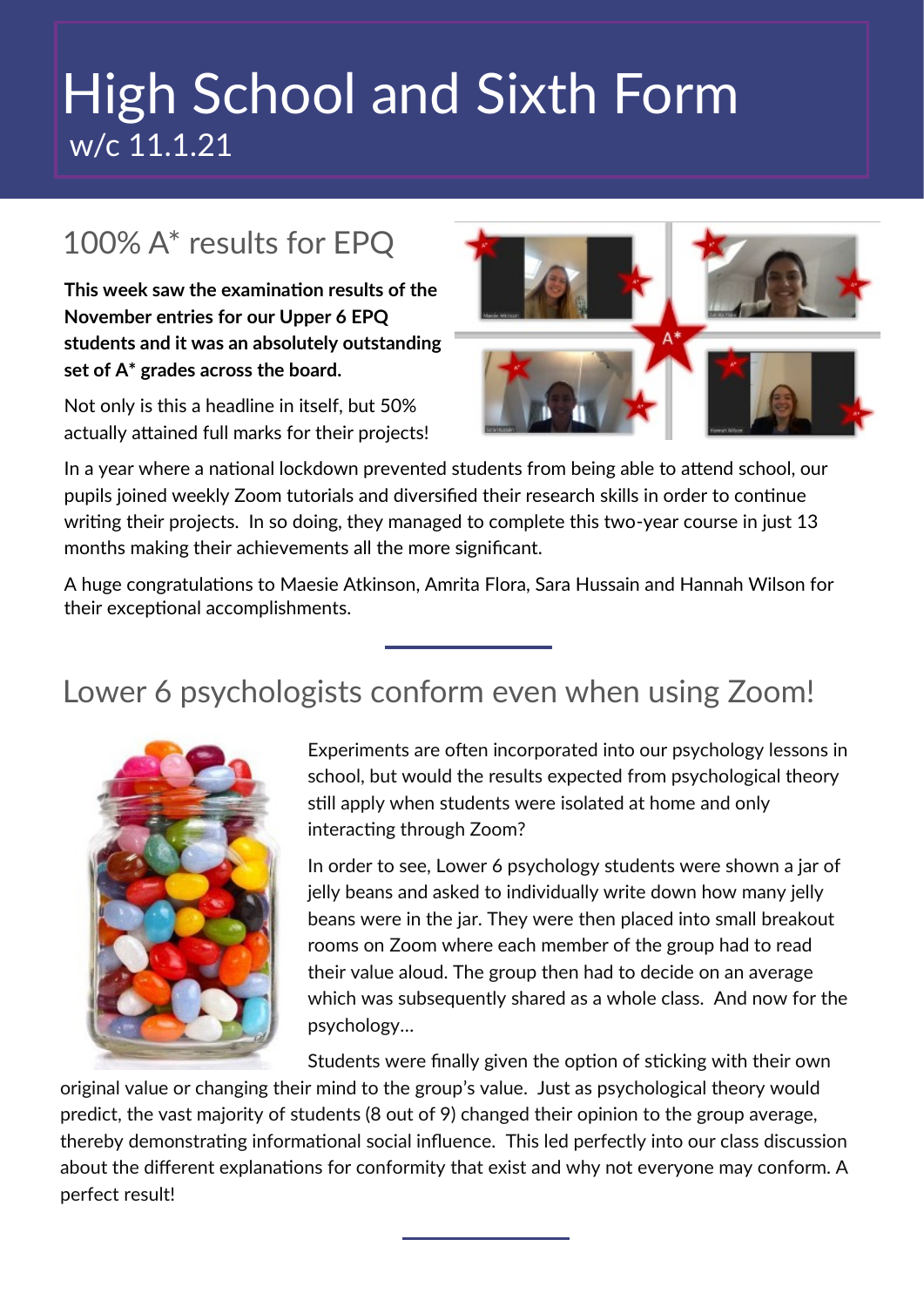# High School and Sixth Form

w/c 11.1.21

## 100% A* results for EPQ

**This week saw the examination results of the November entries for our Upper 6 EPQ students and it was an absolutely outstanding set of A* grades across the board.**

Not only is this a headline in itself, but 50% actually attained full marks for their projects!

In a year where a national lockdown prevented students from being able to attend school, our pupils joined weekly Zoom tutorials and diversified their research skills in order to continue writing their projects. In so doing, they managed to complete this two-year course in just 13 months making their achievements all the more significant.

A huge congratulations to Maesie Atkinson, Amrita Flora, Sara Hussain and Hannah Wilson for their exceptional accomplishments.

## Lower 6 psychologists conform even when using Zoom!

Experiments are often incorporated into our psychology lessons in school, but would the results expected from psychological theory still apply when students were isolated at home and only interacting through Zoom?

In order to see, Lower 6 psychology students were shown a jar of jelly beans and asked to individually write down how many jelly beans were in the jar. They were then placed into small breakout rooms on Zoom where each member of the group had to read their value aloud. The group then had to decide on an average which was subsequently shared as a whole class. And now for the psychology…

Students were finally given the option of sticking with their own original value or changing their mind to the group's value. Just as psychological theory would predict, the vast majority of students (8 out of 9) changed their opinion to the group average, thereby demonstrating informational social influence. This led perfectly into our class discussion about the different explanations for conformity that exist and why not everyone may conform. A perfect result!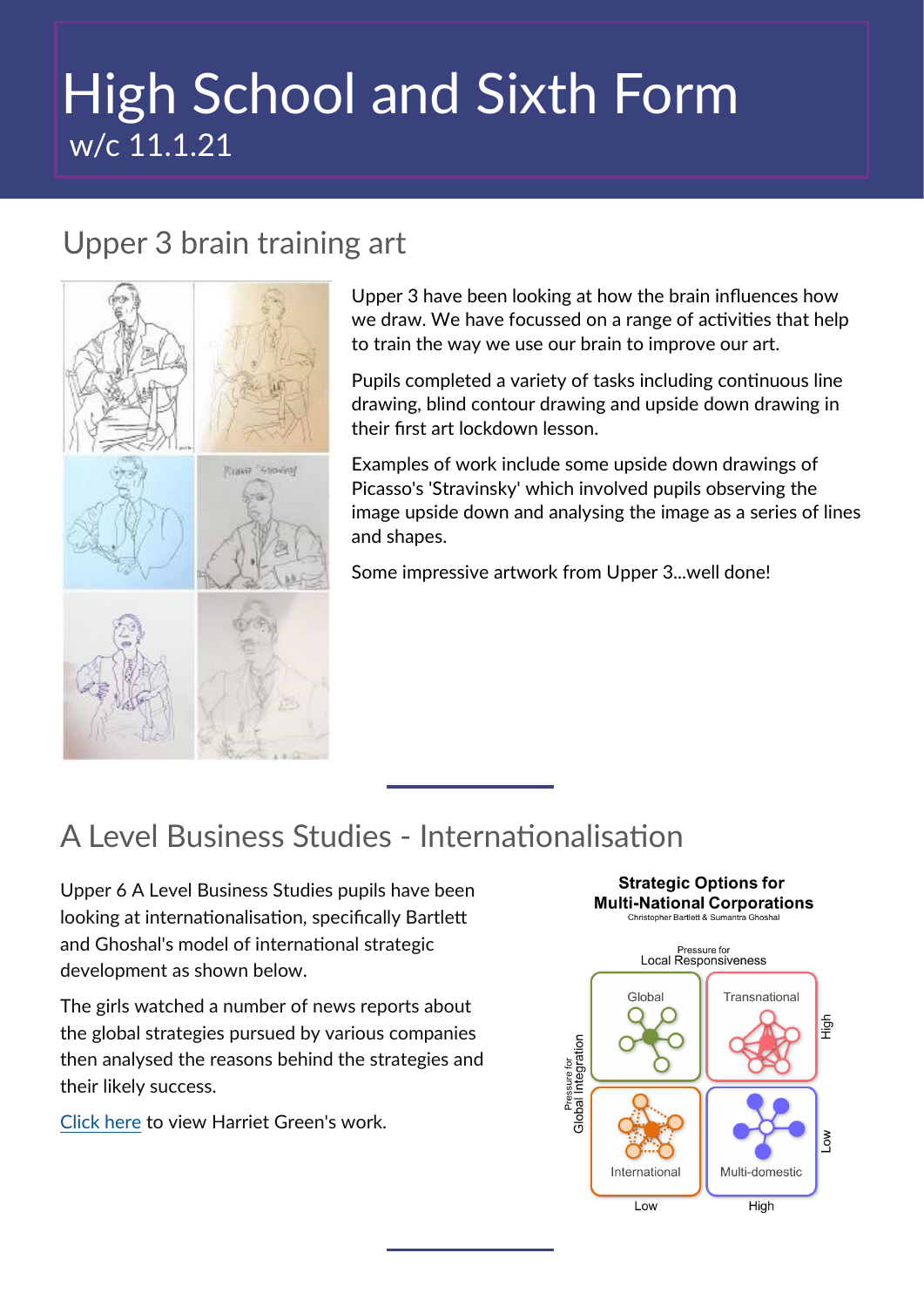# High School and Sixth Form

w/c 11.1.21

## Upper 3 brain training art

Upper 3 have been looking at how the brain influences how we draw. We have focussed on a range of activities that help to train the way we use our brain to improve our art.

Pupils completed a variety of tasks including continuous line drawing, blind contour drawing and upside down drawing in their first art lockdown lesson.

Examples of work include some upside down drawings of Picasso's 'Stravinsky' which involved pupils observing the image upside down and analysing the image as a series of lines and shapes.

Some impressive artwork from Upper 3...well done!

## A Level Business Studies - Internationalisation

Upper 6 A Level Business Studies pupils have been looking at internationalisation, specifically Bartlett and Ghoshal's model of international strategic development as shown below.

The girls watched a number of news reports about the global strategies pursued by various companies then analysed the reasons behind the strategies and their likely success.

Click here to view Harriet Green's work.

**Strategic Options for Multi-National Corporations**

Christopher Bartlett & Sumantra Ghoshal

| Pressure for Global Integration | Pressure for Local Responsiveness: Low | Pressure for Local Responsiveness: High |
|---|---|---|
| High | Global | Transnational |
| Low | International | Multi-domestic |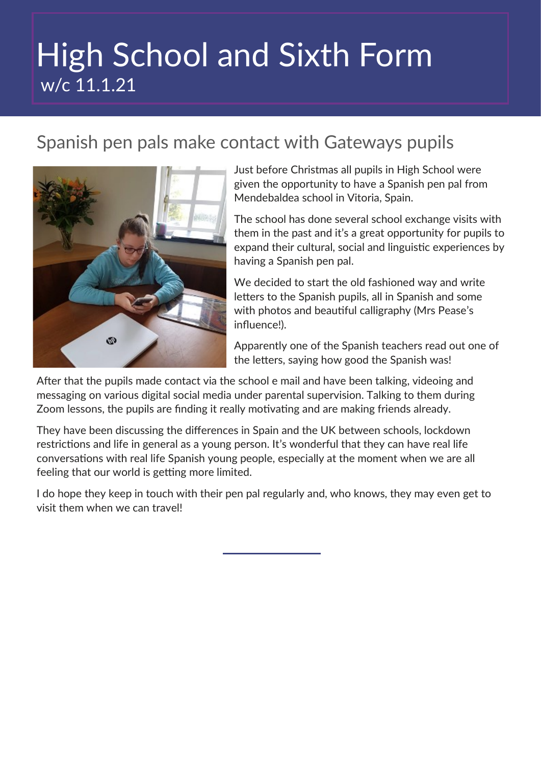# High School and Sixth Form

w/c 11.1.21

## Spanish pen pals make contact with Gateways pupils

Just before Christmas all pupils in High School were given the opportunity to have a Spanish pen pal from Mendebaldea school in Vitoria, Spain.

The school has done several school exchange visits with them in the past and it's a great opportunity for pupils to expand their cultural, social and linguistic experiences by having a Spanish pen pal.

We decided to start the old fashioned way and write letters to the Spanish pupils, all in Spanish and some with photos and beautiful calligraphy (Mrs Pease's influence!).

Apparently one of the Spanish teachers read out one of the letters, saying how good the Spanish was!

After that the pupils made contact via the school e mail and have been talking, videoing and messaging on various digital social media under parental supervision. Talking to them during Zoom lessons, the pupils are finding it really motivating and are making friends already.

They have been discussing the differences in Spain and the UK between schools, lockdown restrictions and life in general as a young person. It's wonderful that they can have real life conversations with real life Spanish young people, especially at the moment when we are all feeling that our world is getting more limited.

I do hope they keep in touch with their pen pal regularly and, who knows, they may even get to visit them when we can travel!